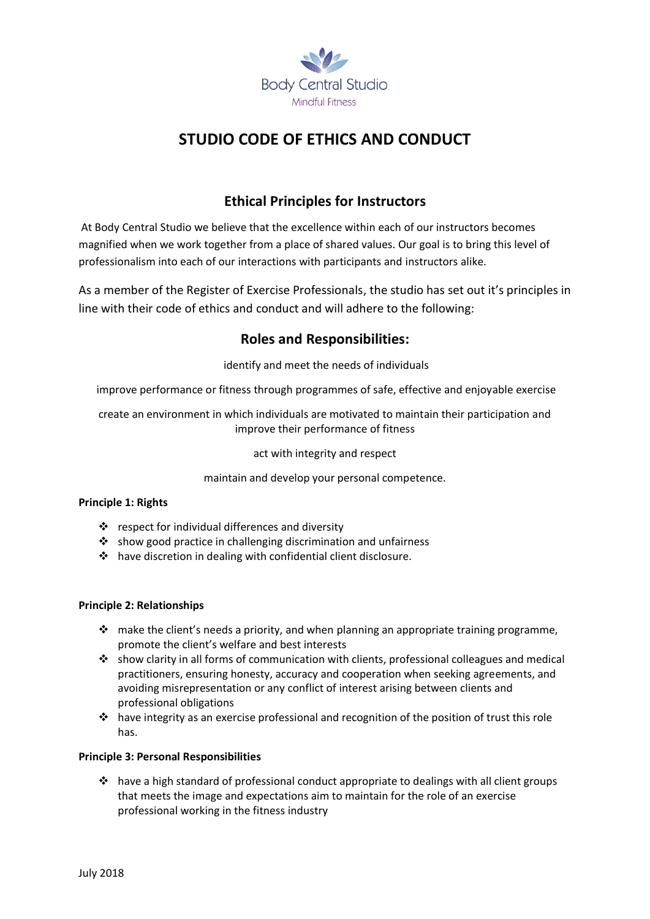Body Central Studio

Mindful Fitness

# STUDIO CODE OF ETHICS AND CONDUCT

## Ethical Principles for Instructors

At Body Central Studio we believe that the excellence within each of our instructors becomes magnified when we work together from a place of shared values. Our goal is to bring this level of professionalism into each of our interactions with participants and instructors alike.

As a member of the Register of Exercise Professionals, the studio has set out it's principles in line with their code of ethics and conduct and will adhere to the following:

## Roles and Responsibilities:

identify and meet the needs of individuals

improve performance or fitness through programmes of safe, effective and enjoyable exercise

create an environment in which individuals are motivated to maintain their participation and improve their performance of fitness

act with integrity and respect

maintain and develop your personal competence.

**Principle 1: Rights**

- respect for individual differences and diversity
- show good practice in challenging discrimination and unfairness
- have discretion in dealing with confidential client disclosure.

**Principle 2: Relationships**

- make the client's needs a priority, and when planning an appropriate training programme, promote the client's welfare and best interests
- show clarity in all forms of communication with clients, professional colleagues and medical practitioners, ensuring honesty, accuracy and cooperation when seeking agreements, and avoiding misrepresentation or any conflict of interest arising between clients and professional obligations
- have integrity as an exercise professional and recognition of the position of trust this role has.

**Principle 3: Personal Responsibilities**

- have a high standard of professional conduct appropriate to dealings with all client groups that meets the image and expectations aim to maintain for the role of an exercise professional working in the fitness industry

July 2018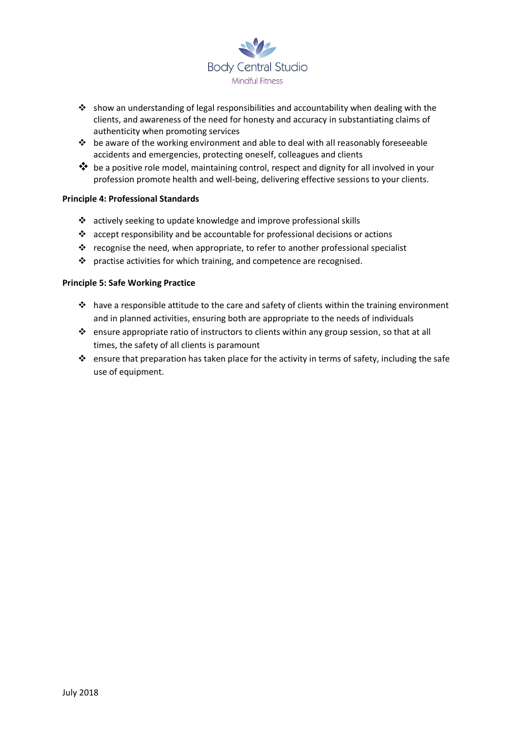- show an understanding of legal responsibilities and accountability when dealing with the clients, and awareness of the need for honesty and accuracy in substantiating claims of authenticity when promoting services
- be aware of the working environment and able to deal with all reasonably foreseeable accidents and emergencies, protecting oneself, colleagues and clients
- be a positive role model, maintaining control, respect and dignity for all involved in your profession promote health and well-being, delivering effective sessions to your clients.

**Principle 4: Professional Standards**

- actively seeking to update knowledge and improve professional skills
- accept responsibility and be accountable for professional decisions or actions
- recognise the need, when appropriate, to refer to another professional specialist
- practise activities for which training, and competence are recognised.

**Principle 5: Safe Working Practice**

- have a responsible attitude to the care and safety of clients within the training environment and in planned activities, ensuring both are appropriate to the needs of individuals
- ensure appropriate ratio of instructors to clients within any group session, so that at all times, the safety of all clients is paramount
- ensure that preparation has taken place for the activity in terms of safety, including the safe use of equipment.